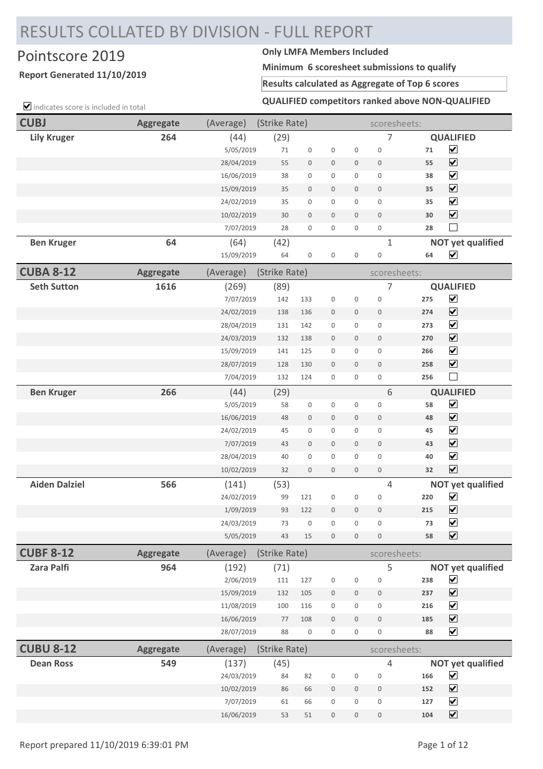# RESULTS COLLATED BY DIVISION - FULL REPORT

## Pointscore 2019

**Report Generated 11/10/2019**

**Only LMFA Members Included**

**Minimum 6 scoresheet submissions to qualify**

**Results calculated as Aggregate of Top 6 scores**

**QUALIFIED competitors ranked above NON-QUALIFIED**

☑ indicates score is included in total

| CUBJ | Aggregate | (Average) | (Strike Rate) | | | | | scoresheets: | | |
|---|---|---|---|---|---|---|---|---|---|---|
| **Lily Kruger** | **264** | (44) | (29) | | | | | 7 | **QUALIFIED** | |
| | | 5/05/2019 | 71 | 0 | 0 | 0 | 0 | | **71** | ☑ |
| | | 28/04/2019 | 55 | 0 | 0 | 0 | 0 | | **55** | ☑ |
| | | 16/06/2019 | 38 | 0 | 0 | 0 | 0 | | **38** | ☑ |
| | | 15/09/2019 | 35 | 0 | 0 | 0 | 0 | | **35** | ☑ |
| | | 24/02/2019 | 35 | 0 | 0 | 0 | 0 | | **35** | ☑ |
| | | 10/02/2019 | 30 | 0 | 0 | 0 | 0 | | **30** | ☑ |
| | | 7/07/2019 | 28 | 0 | 0 | 0 | 0 | | **28** | ☐ |
| **Ben Kruger** | **64** | (64) | (42) | | | | | 1 | **NOT yet qualified** | |
| | | 15/09/2019 | 64 | 0 | 0 | 0 | 0 | | **64** | ☑ |

| CUBA 8-12 | Aggregate | (Average) | (Strike Rate) | | | | | scoresheets: | | |
|---|---|---|---|---|---|---|---|---|---|---|
| **Seth Sutton** | **1616** | (269) | (89) | | | | | 7 | **QUALIFIED** | |
| | | 7/07/2019 | 142 | 133 | 0 | 0 | 0 | | **275** | ☑ |
| | | 24/02/2019 | 138 | 136 | 0 | 0 | 0 | | **274** | ☑ |
| | | 28/04/2019 | 131 | 142 | 0 | 0 | 0 | | **273** | ☑ |
| | | 24/03/2019 | 132 | 138 | 0 | 0 | 0 | | **270** | ☑ |
| | | 15/09/2019 | 141 | 125 | 0 | 0 | 0 | | **266** | ☑ |
| | | 28/07/2019 | 128 | 130 | 0 | 0 | 0 | | **258** | ☑ |
| | | 7/04/2019 | 132 | 124 | 0 | 0 | 0 | | **256** | ☐ |
| **Ben Kruger** | **266** | (44) | (29) | | | | | 6 | **QUALIFIED** | |
| | | 5/05/2019 | 58 | 0 | 0 | 0 | 0 | | **58** | ☑ |
| | | 16/06/2019 | 48 | 0 | 0 | 0 | 0 | | **48** | ☑ |
| | | 24/02/2019 | 45 | 0 | 0 | 0 | 0 | | **45** | ☑ |
| | | 7/07/2019 | 43 | 0 | 0 | 0 | 0 | | **43** | ☑ |
| | | 28/04/2019 | 40 | 0 | 0 | 0 | 0 | | **40** | ☑ |
| | | 10/02/2019 | 32 | 0 | 0 | 0 | 0 | | **32** | ☑ |
| **Aiden Dalziel** | **566** | (141) | (53) | | | | | 4 | **NOT yet qualified** | |
| | | 24/02/2019 | 99 | 121 | 0 | 0 | 0 | | **220** | ☑ |
| | | 1/09/2019 | 93 | 122 | 0 | 0 | 0 | | **215** | ☑ |
| | | 24/03/2019 | 73 | 0 | 0 | 0 | 0 | | **73** | ☑ |
| | | 5/05/2019 | 43 | 15 | 0 | 0 | 0 | | **58** | ☑ |

| CUBF 8-12 | Aggregate | (Average) | (Strike Rate) | | | | | scoresheets: | | |
|---|---|---|---|---|---|---|---|---|---|---|
| **Zara Palfi** | **964** | (192) | (71) | | | | | 5 | **NOT yet qualified** | |
| | | 2/06/2019 | 111 | 127 | 0 | 0 | 0 | | **238** | ☑ |
| | | 15/09/2019 | 132 | 105 | 0 | 0 | 0 | | **237** | ☑ |
| | | 11/08/2019 | 100 | 116 | 0 | 0 | 0 | | **216** | ☑ |
| | | 16/06/2019 | 77 | 108 | 0 | 0 | 0 | | **185** | ☑ |
| | | 28/07/2019 | 88 | 0 | 0 | 0 | 0 | | **88** | ☑ |

| CUBU 8-12 | Aggregate | (Average) | (Strike Rate) | | | | | scoresheets: | | |
|---|---|---|---|---|---|---|---|---|---|---|
| **Dean Ross** | **549** | (137) | (45) | | | | | 4 | **NOT yet qualified** | |
| | | 24/03/2019 | 84 | 82 | 0 | 0 | 0 | | **166** | ☑ |
| | | 10/02/2019 | 86 | 66 | 0 | 0 | 0 | | **152** | ☑ |
| | | 7/07/2019 | 61 | 66 | 0 | 0 | 0 | | **127** | ☑ |
| | | 16/06/2019 | 53 | 51 | 0 | 0 | 0 | | **104** | ☑ |

Report prepared 11/10/2019 6:39:01 PM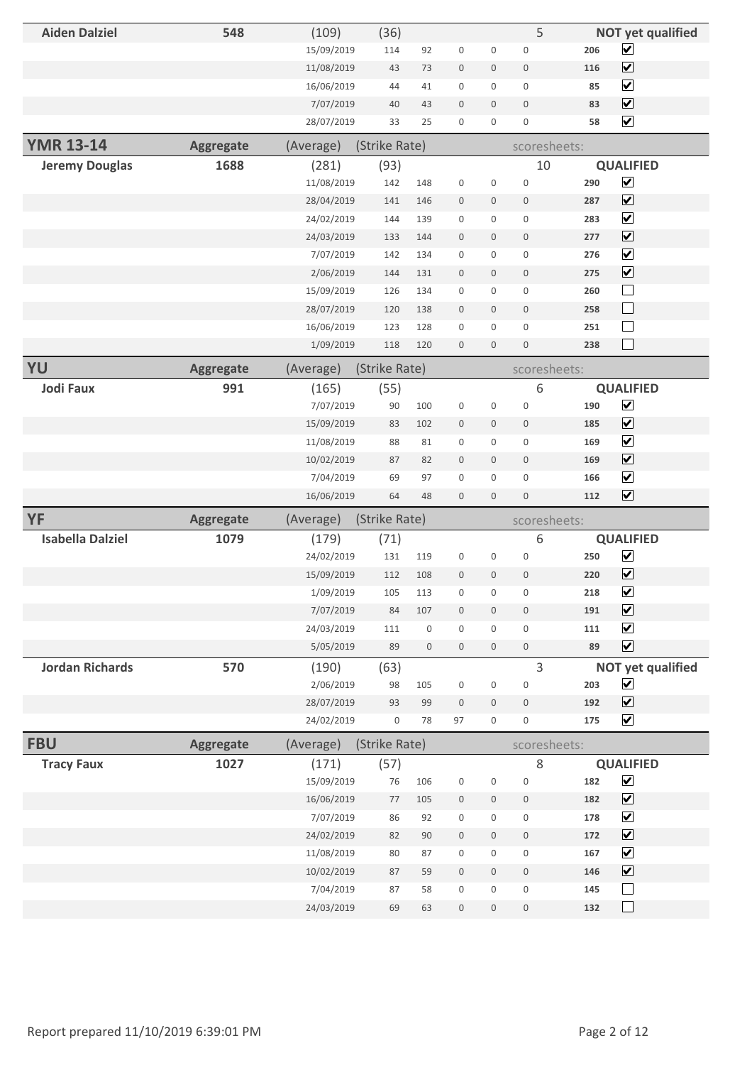| Name | Aggregate | (Average) | (Strike Rate) | | | | scoresheets: | | |
|---|---|---|---|---|---|---|---|---|---|
| **Aiden Dalziel** | **548** | (109) | (36) | | | | 5 | | **NOT yet qualified** |
| | | 15/09/2019 | 114 | 92 | 0 | 0 | 0 | **206** | ☑ |
| | | 11/08/2019 | 43 | 73 | 0 | 0 | 0 | **116** | ☑ |
| | | 16/06/2019 | 44 | 41 | 0 | 0 | 0 | **85** | ☑ |
| | | 7/07/2019 | 40 | 43 | 0 | 0 | 0 | **83** | ☑ |
| | | 28/07/2019 | 33 | 25 | 0 | 0 | 0 | **58** | ☑ |

## YMR 13-14

| | Aggregate | (Average) | (Strike Rate) | | | | scoresheets: | | |
|---|---|---|---|---|---|---|---|---|---|
| **Jeremy Douglas** | **1688** | (281) | (93) | | | | 10 | | **QUALIFIED** |
| | | 11/08/2019 | 142 | 148 | 0 | 0 | 0 | **290** | ☑ |
| | | 28/04/2019 | 141 | 146 | 0 | 0 | 0 | **287** | ☑ |
| | | 24/02/2019 | 144 | 139 | 0 | 0 | 0 | **283** | ☑ |
| | | 24/03/2019 | 133 | 144 | 0 | 0 | 0 | **277** | ☑ |
| | | 7/07/2019 | 142 | 134 | 0 | 0 | 0 | **276** | ☑ |
| | | 2/06/2019 | 144 | 131 | 0 | 0 | 0 | **275** | ☑ |
| | | 15/09/2019 | 126 | 134 | 0 | 0 | 0 | **260** | ☐ |
| | | 28/07/2019 | 120 | 138 | 0 | 0 | 0 | **258** | ☐ |
| | | 16/06/2019 | 123 | 128 | 0 | 0 | 0 | **251** | ☐ |
| | | 1/09/2019 | 118 | 120 | 0 | 0 | 0 | **238** | ☐ |

## YU

| | Aggregate | (Average) | (Strike Rate) | | | | scoresheets: | | |
|---|---|---|---|---|---|---|---|---|---|
| **Jodi Faux** | **991** | (165) | (55) | | | | 6 | | **QUALIFIED** |
| | | 7/07/2019 | 90 | 100 | 0 | 0 | 0 | **190** | ☑ |
| | | 15/09/2019 | 83 | 102 | 0 | 0 | 0 | **185** | ☑ |
| | | 11/08/2019 | 88 | 81 | 0 | 0 | 0 | **169** | ☑ |
| | | 10/02/2019 | 87 | 82 | 0 | 0 | 0 | **169** | ☑ |
| | | 7/04/2019 | 69 | 97 | 0 | 0 | 0 | **166** | ☑ |
| | | 16/06/2019 | 64 | 48 | 0 | 0 | 0 | **112** | ☑ |

## YF

| | Aggregate | (Average) | (Strike Rate) | | | | scoresheets: | | |
|---|---|---|---|---|---|---|---|---|---|
| **Isabella Dalziel** | **1079** | (179) | (71) | | | | 6 | | **QUALIFIED** |
| | | 24/02/2019 | 131 | 119 | 0 | 0 | 0 | **250** | ☑ |
| | | 15/09/2019 | 112 | 108 | 0 | 0 | 0 | **220** | ☑ |
| | | 1/09/2019 | 105 | 113 | 0 | 0 | 0 | **218** | ☑ |
| | | 7/07/2019 | 84 | 107 | 0 | 0 | 0 | **191** | ☑ |
| | | 24/03/2019 | 111 | 0 | 0 | 0 | 0 | **111** | ☑ |
| | | 5/05/2019 | 89 | 0 | 0 | 0 | 0 | **89** | ☑ |
| **Jordan Richards** | **570** | (190) | (63) | | | | 3 | | **NOT yet qualified** |
| | | 2/06/2019 | 98 | 105 | 0 | 0 | 0 | **203** | ☑ |
| | | 28/07/2019 | 93 | 99 | 0 | 0 | 0 | **192** | ☑ |
| | | 24/02/2019 | 0 | 78 | 97 | 0 | 0 | **175** | ☑ |

## FBU

| | Aggregate | (Average) | (Strike Rate) | | | | scoresheets: | | |
|---|---|---|---|---|---|---|---|---|---|
| **Tracy Faux** | **1027** | (171) | (57) | | | | 8 | | **QUALIFIED** |
| | | 15/09/2019 | 76 | 106 | 0 | 0 | 0 | **182** | ☑ |
| | | 16/06/2019 | 77 | 105 | 0 | 0 | 0 | **182** | ☑ |
| | | 7/07/2019 | 86 | 92 | 0 | 0 | 0 | **178** | ☑ |
| | | 24/02/2019 | 82 | 90 | 0 | 0 | 0 | **172** | ☑ |
| | | 11/08/2019 | 80 | 87 | 0 | 0 | 0 | **167** | ☑ |
| | | 10/02/2019 | 87 | 59 | 0 | 0 | 0 | **146** | ☑ |
| | | 7/04/2019 | 87 | 58 | 0 | 0 | 0 | **145** | ☐ |
| | | 24/03/2019 | 69 | 63 | 0 | 0 | 0 | **132** | ☐ |

Report prepared 11/10/2019 6:39:01 PM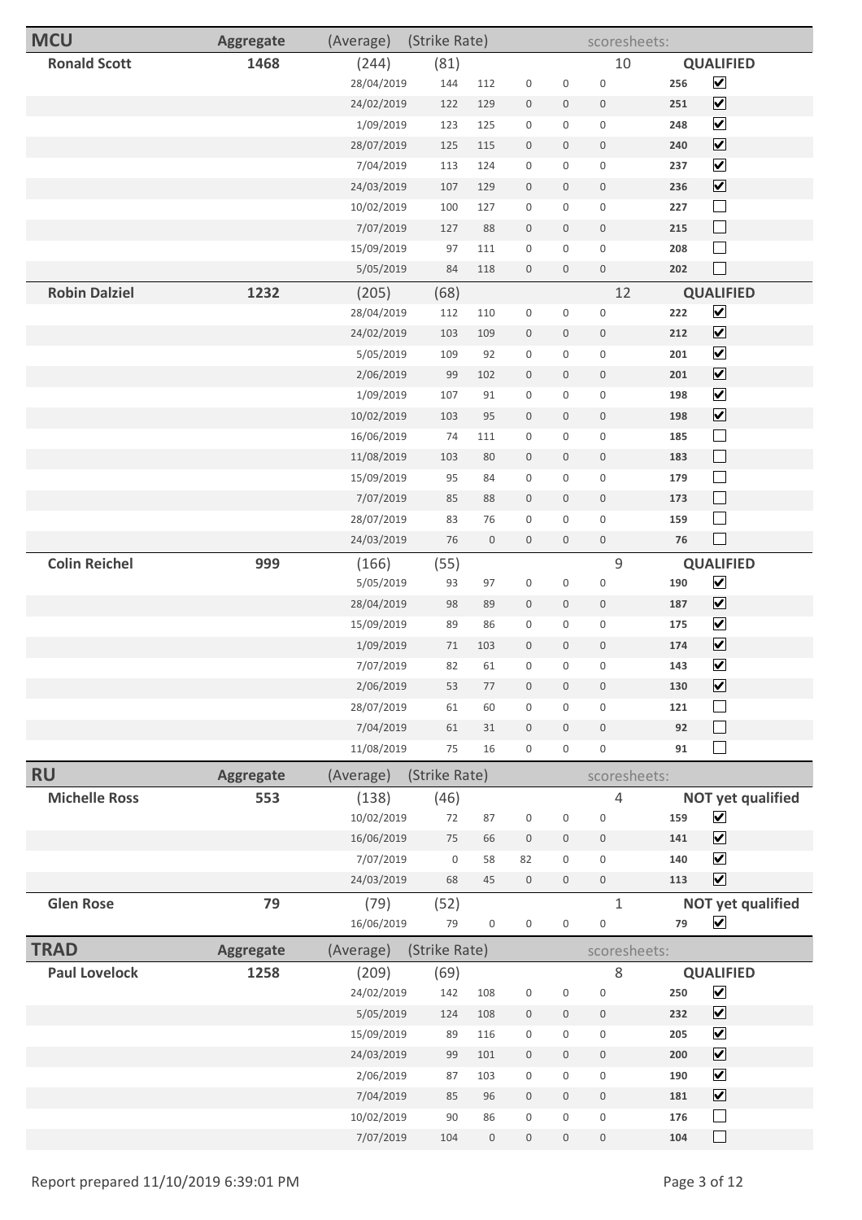## MCU

| Name | Aggregate | (Average) | (Strike Rate) | | | | | scoresheets: | | |
|---|---|---|---|---|---|---|---|---|---|---|
| **Ronald Scott** | **1468** | (244) | (81) | | | | | 10 | | **QUALIFIED** |
| | | 28/04/2019 | 144 | 112 | 0 | 0 | 0 | | **256** | ☑ |
| | | 24/02/2019 | 122 | 129 | 0 | 0 | 0 | | **251** | ☑ |
| | | 1/09/2019 | 123 | 125 | 0 | 0 | 0 | | **248** | ☑ |
| | | 28/07/2019 | 125 | 115 | 0 | 0 | 0 | | **240** | ☑ |
| | | 7/04/2019 | 113 | 124 | 0 | 0 | 0 | | **237** | ☑ |
| | | 24/03/2019 | 107 | 129 | 0 | 0 | 0 | | **236** | ☑ |
| | | 10/02/2019 | 100 | 127 | 0 | 0 | 0 | | **227** | ☐ |
| | | 7/07/2019 | 127 | 88 | 0 | 0 | 0 | | **215** | ☐ |
| | | 15/09/2019 | 97 | 111 | 0 | 0 | 0 | | **208** | ☐ |
| | | 5/05/2019 | 84 | 118 | 0 | 0 | 0 | | **202** | ☐ |
| **Robin Dalziel** | **1232** | (205) | (68) | | | | | 12 | | **QUALIFIED** |
| | | 28/04/2019 | 112 | 110 | 0 | 0 | 0 | | **222** | ☑ |
| | | 24/02/2019 | 103 | 109 | 0 | 0 | 0 | | **212** | ☑ |
| | | 5/05/2019 | 109 | 92 | 0 | 0 | 0 | | **201** | ☑ |
| | | 2/06/2019 | 99 | 102 | 0 | 0 | 0 | | **201** | ☑ |
| | | 1/09/2019 | 107 | 91 | 0 | 0 | 0 | | **198** | ☑ |
| | | 10/02/2019 | 103 | 95 | 0 | 0 | 0 | | **198** | ☑ |
| | | 16/06/2019 | 74 | 111 | 0 | 0 | 0 | | **185** | ☐ |
| | | 11/08/2019 | 103 | 80 | 0 | 0 | 0 | | **183** | ☐ |
| | | 15/09/2019 | 95 | 84 | 0 | 0 | 0 | | **179** | ☐ |
| | | 7/07/2019 | 85 | 88 | 0 | 0 | 0 | | **173** | ☐ |
| | | 28/07/2019 | 83 | 76 | 0 | 0 | 0 | | **159** | ☐ |
| | | 24/03/2019 | 76 | 0 | 0 | 0 | 0 | | **76** | ☐ |
| **Colin Reichel** | **999** | (166) | (55) | | | | | 9 | | **QUALIFIED** |
| | | 5/05/2019 | 93 | 97 | 0 | 0 | 0 | | **190** | ☑ |
| | | 28/04/2019 | 98 | 89 | 0 | 0 | 0 | | **187** | ☑ |
| | | 15/09/2019 | 89 | 86 | 0 | 0 | 0 | | **175** | ☑ |
| | | 1/09/2019 | 71 | 103 | 0 | 0 | 0 | | **174** | ☑ |
| | | 7/07/2019 | 82 | 61 | 0 | 0 | 0 | | **143** | ☑ |
| | | 2/06/2019 | 53 | 77 | 0 | 0 | 0 | | **130** | ☑ |
| | | 28/07/2019 | 61 | 60 | 0 | 0 | 0 | | **121** | ☐ |
| | | 7/04/2019 | 61 | 31 | 0 | 0 | 0 | | **92** | ☐ |
| | | 11/08/2019 | 75 | 16 | 0 | 0 | 0 | | **91** | ☐ |

## RU

| Name | Aggregate | (Average) | (Strike Rate) | | | | | scoresheets: | | |
|---|---|---|---|---|---|---|---|---|---|---|
| **Michelle Ross** | **553** | (138) | (46) | | | | | 4 | | **NOT yet qualified** |
| | | 10/02/2019 | 72 | 87 | 0 | 0 | 0 | | **159** | ☑ |
| | | 16/06/2019 | 75 | 66 | 0 | 0 | 0 | | **141** | ☑ |
| | | 7/07/2019 | 0 | 58 | 82 | 0 | 0 | | **140** | ☑ |
| | | 24/03/2019 | 68 | 45 | 0 | 0 | 0 | | **113** | ☑ |
| **Glen Rose** | **79** | (79) | (52) | | | | | 1 | | **NOT yet qualified** |
| | | 16/06/2019 | 79 | 0 | 0 | 0 | 0 | | **79** | ☑ |

## TRAD

| Name | Aggregate | (Average) | (Strike Rate) | | | | | scoresheets: | | |
|---|---|---|---|---|---|---|---|---|---|---|
| **Paul Lovelock** | **1258** | (209) | (69) | | | | | 8 | | **QUALIFIED** |
| | | 24/02/2019 | 142 | 108 | 0 | 0 | 0 | | **250** | ☑ |
| | | 5/05/2019 | 124 | 108 | 0 | 0 | 0 | | **232** | ☑ |
| | | 15/09/2019 | 89 | 116 | 0 | 0 | 0 | | **205** | ☑ |
| | | 24/03/2019 | 99 | 101 | 0 | 0 | 0 | | **200** | ☑ |
| | | 2/06/2019 | 87 | 103 | 0 | 0 | 0 | | **190** | ☑ |
| | | 7/04/2019 | 85 | 96 | 0 | 0 | 0 | | **181** | ☑ |
| | | 10/02/2019 | 90 | 86 | 0 | 0 | 0 | | **176** | ☐ |
| | | 7/07/2019 | 104 | 0 | 0 | 0 | 0 | | **104** | ☐ |

Report prepared 11/10/2019 6:39:01 PM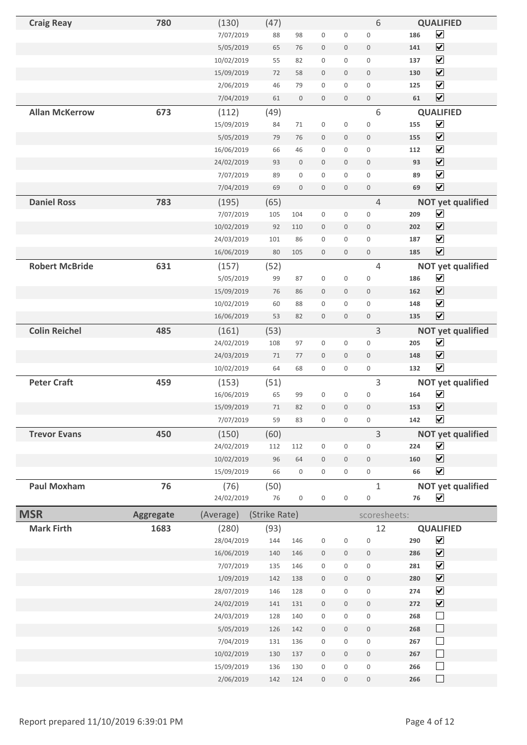| Name | Aggregate | (Average) | (Strike Rate) | | | | | scoresheets: | | |
|---|---|---|---|---|---|---|---|---|---|---|
| **Craig Reay** | **780** | (130) | (47) | | | | | 6 | | **QUALIFIED** |
| | | 7/07/2019 | 88 | 98 | 0 | 0 | 0 | | 186 | ☑ |
| | | 5/05/2019 | 65 | 76 | 0 | 0 | 0 | | 141 | ☑ |
| | | 10/02/2019 | 55 | 82 | 0 | 0 | 0 | | 137 | ☑ |
| | | 15/09/2019 | 72 | 58 | 0 | 0 | 0 | | 130 | ☑ |
| | | 2/06/2019 | 46 | 79 | 0 | 0 | 0 | | 125 | ☑ |
| | | 7/04/2019 | 61 | 0 | 0 | 0 | 0 | | 61 | ☑ |
| **Allan McKerrow** | **673** | (112) | (49) | | | | | 6 | | **QUALIFIED** |
| | | 15/09/2019 | 84 | 71 | 0 | 0 | 0 | | 155 | ☑ |
| | | 5/05/2019 | 79 | 76 | 0 | 0 | 0 | | 155 | ☑ |
| | | 16/06/2019 | 66 | 46 | 0 | 0 | 0 | | 112 | ☑ |
| | | 24/02/2019 | 93 | 0 | 0 | 0 | 0 | | 93 | ☑ |
| | | 7/07/2019 | 89 | 0 | 0 | 0 | 0 | | 89 | ☑ |
| | | 7/04/2019 | 69 | 0 | 0 | 0 | 0 | | 69 | ☑ |
| **Daniel Ross** | **783** | (195) | (65) | | | | | 4 | | **NOT yet qualified** |
| | | 7/07/2019 | 105 | 104 | 0 | 0 | 0 | | 209 | ☑ |
| | | 10/02/2019 | 92 | 110 | 0 | 0 | 0 | | 202 | ☑ |
| | | 24/03/2019 | 101 | 86 | 0 | 0 | 0 | | 187 | ☑ |
| | | 16/06/2019 | 80 | 105 | 0 | 0 | 0 | | 185 | ☑ |
| **Robert McBride** | **631** | (157) | (52) | | | | | 4 | | **NOT yet qualified** |
| | | 5/05/2019 | 99 | 87 | 0 | 0 | 0 | | 186 | ☑ |
| | | 15/09/2019 | 76 | 86 | 0 | 0 | 0 | | 162 | ☑ |
| | | 10/02/2019 | 60 | 88 | 0 | 0 | 0 | | 148 | ☑ |
| | | 16/06/2019 | 53 | 82 | 0 | 0 | 0 | | 135 | ☑ |
| **Colin Reichel** | **485** | (161) | (53) | | | | | 3 | | **NOT yet qualified** |
| | | 24/02/2019 | 108 | 97 | 0 | 0 | 0 | | 205 | ☑ |
| | | 24/03/2019 | 71 | 77 | 0 | 0 | 0 | | 148 | ☑ |
| | | 10/02/2019 | 64 | 68 | 0 | 0 | 0 | | 132 | ☑ |
| **Peter Craft** | **459** | (153) | (51) | | | | | 3 | | **NOT yet qualified** |
| | | 16/06/2019 | 65 | 99 | 0 | 0 | 0 | | 164 | ☑ |
| | | 15/09/2019 | 71 | 82 | 0 | 0 | 0 | | 153 | ☑ |
| | | 7/07/2019 | 59 | 83 | 0 | 0 | 0 | | 142 | ☑ |
| **Trevor Evans** | **450** | (150) | (60) | | | | | 3 | | **NOT yet qualified** |
| | | 24/02/2019 | 112 | 112 | 0 | 0 | 0 | | 224 | ☑ |
| | | 10/02/2019 | 96 | 64 | 0 | 0 | 0 | | 160 | ☑ |
| | | 15/09/2019 | 66 | 0 | 0 | 0 | 0 | | 66 | ☑ |
| **Paul Moxham** | **76** | (76) | (50) | | | | | 1 | | **NOT yet qualified** |
| | | 24/02/2019 | 76 | 0 | 0 | 0 | 0 | | 76 | ☑ |

| **MSR** | **Aggregate** | (Average) | (Strike Rate) | | | | | scoresheets: | | |
|---|---|---|---|---|---|---|---|---|---|---|
| **Mark Firth** | **1683** | (280) | (93) | | | | | 12 | | **QUALIFIED** |
| | | 28/04/2019 | 144 | 146 | 0 | 0 | 0 | | 290 | ☑ |
| | | 16/06/2019 | 140 | 146 | 0 | 0 | 0 | | 286 | ☑ |
| | | 7/07/2019 | 135 | 146 | 0 | 0 | 0 | | 281 | ☑ |
| | | 1/09/2019 | 142 | 138 | 0 | 0 | 0 | | 280 | ☑ |
| | | 28/07/2019 | 146 | 128 | 0 | 0 | 0 | | 274 | ☑ |
| | | 24/02/2019 | 141 | 131 | 0 | 0 | 0 | | 272 | ☑ |
| | | 24/03/2019 | 128 | 140 | 0 | 0 | 0 | | 268 | ☐ |
| | | 5/05/2019 | 126 | 142 | 0 | 0 | 0 | | 268 | ☐ |
| | | 7/04/2019 | 131 | 136 | 0 | 0 | 0 | | 267 | ☐ |
| | | 10/02/2019 | 130 | 137 | 0 | 0 | 0 | | 267 | ☐ |
| | | 15/09/2019 | 136 | 130 | 0 | 0 | 0 | | 266 | ☐ |
| | | 2/06/2019 | 142 | 124 | 0 | 0 | 0 | | 266 | ☐ |

Report prepared 11/10/2019 6:39:01 PM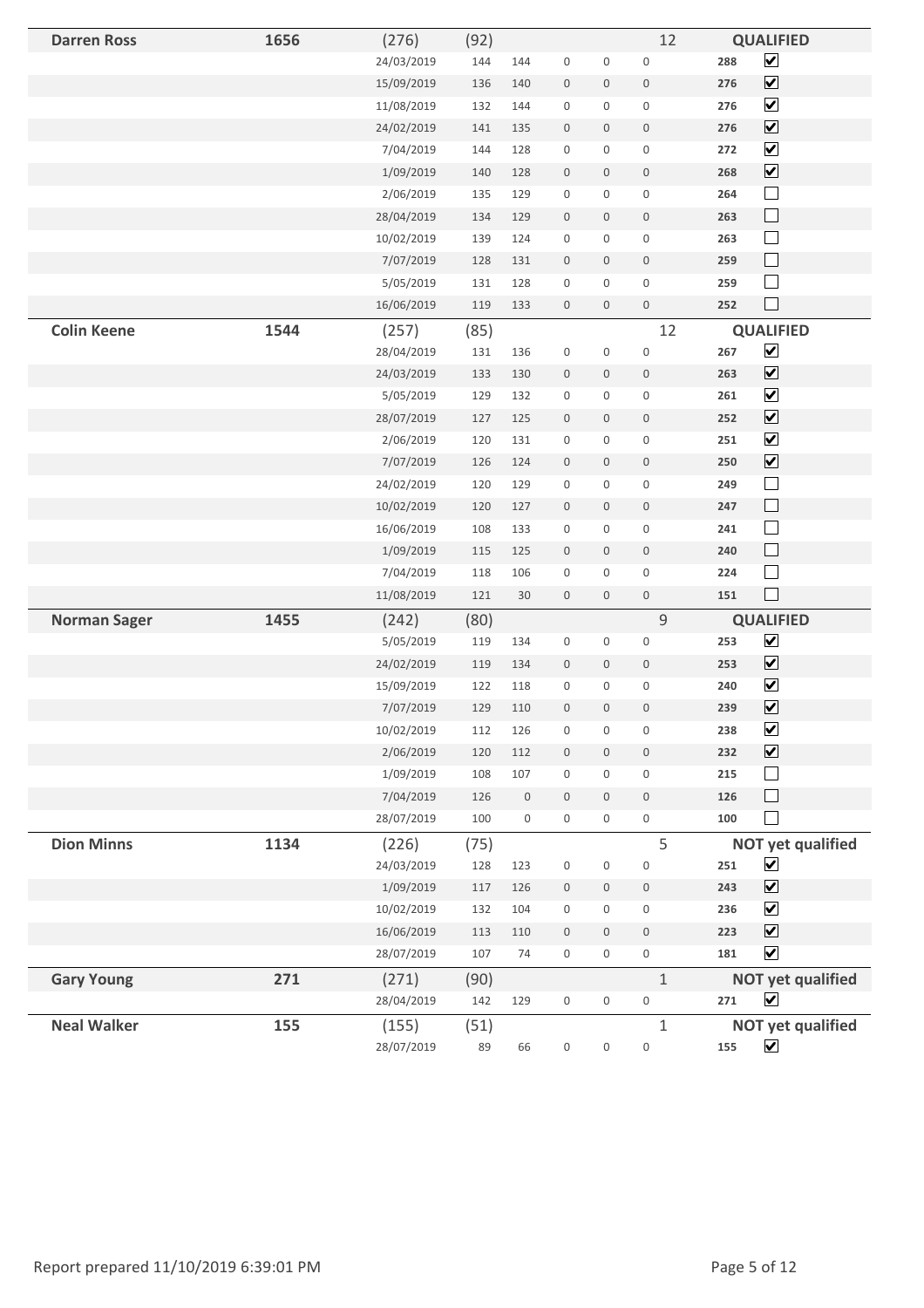| Name | Total | Date | | | | | | Score | |
|---|---|---|---|---|---|---|---|---|---|
| **Darren Ross** | **1656** | (276) | (92) | | | | 12 | | **QUALIFIED** |
| | | 24/03/2019 | 144 | 144 | 0 | 0 | 0 | **288** | ☑ |
| | | 15/09/2019 | 136 | 140 | 0 | 0 | 0 | **276** | ☑ |
| | | 11/08/2019 | 132 | 144 | 0 | 0 | 0 | **276** | ☑ |
| | | 24/02/2019 | 141 | 135 | 0 | 0 | 0 | **276** | ☑ |
| | | 7/04/2019 | 144 | 128 | 0 | 0 | 0 | **272** | ☑ |
| | | 1/09/2019 | 140 | 128 | 0 | 0 | 0 | **268** | ☑ |
| | | 2/06/2019 | 135 | 129 | 0 | 0 | 0 | **264** | ☐ |
| | | 28/04/2019 | 134 | 129 | 0 | 0 | 0 | **263** | ☐ |
| | | 10/02/2019 | 139 | 124 | 0 | 0 | 0 | **263** | ☐ |
| | | 7/07/2019 | 128 | 131 | 0 | 0 | 0 | **259** | ☐ |
| | | 5/05/2019 | 131 | 128 | 0 | 0 | 0 | **259** | ☐ |
| | | 16/06/2019 | 119 | 133 | 0 | 0 | 0 | **252** | ☐ |
| **Colin Keene** | **1544** | (257) | (85) | | | | 12 | | **QUALIFIED** |
| | | 28/04/2019 | 131 | 136 | 0 | 0 | 0 | **267** | ☑ |
| | | 24/03/2019 | 133 | 130 | 0 | 0 | 0 | **263** | ☑ |
| | | 5/05/2019 | 129 | 132 | 0 | 0 | 0 | **261** | ☑ |
| | | 28/07/2019 | 127 | 125 | 0 | 0 | 0 | **252** | ☑ |
| | | 2/06/2019 | 120 | 131 | 0 | 0 | 0 | **251** | ☑ |
| | | 7/07/2019 | 126 | 124 | 0 | 0 | 0 | **250** | ☑ |
| | | 24/02/2019 | 120 | 129 | 0 | 0 | 0 | **249** | ☐ |
| | | 10/02/2019 | 120 | 127 | 0 | 0 | 0 | **247** | ☐ |
| | | 16/06/2019 | 108 | 133 | 0 | 0 | 0 | **241** | ☐ |
| | | 1/09/2019 | 115 | 125 | 0 | 0 | 0 | **240** | ☐ |
| | | 7/04/2019 | 118 | 106 | 0 | 0 | 0 | **224** | ☐ |
| | | 11/08/2019 | 121 | 30 | 0 | 0 | 0 | **151** | ☐ |
| **Norman Sager** | **1455** | (242) | (80) | | | | 9 | | **QUALIFIED** |
| | | 5/05/2019 | 119 | 134 | 0 | 0 | 0 | **253** | ☑ |
| | | 24/02/2019 | 119 | 134 | 0 | 0 | 0 | **253** | ☑ |
| | | 15/09/2019 | 122 | 118 | 0 | 0 | 0 | **240** | ☑ |
| | | 7/07/2019 | 129 | 110 | 0 | 0 | 0 | **239** | ☑ |
| | | 10/02/2019 | 112 | 126 | 0 | 0 | 0 | **238** | ☑ |
| | | 2/06/2019 | 120 | 112 | 0 | 0 | 0 | **232** | ☑ |
| | | 1/09/2019 | 108 | 107 | 0 | 0 | 0 | **215** | ☐ |
| | | 7/04/2019 | 126 | 0 | 0 | 0 | 0 | **126** | ☐ |
| | | 28/07/2019 | 100 | 0 | 0 | 0 | 0 | **100** | ☐ |
| **Dion Minns** | **1134** | (226) | (75) | | | | 5 | | **NOT yet qualified** |
| | | 24/03/2019 | 128 | 123 | 0 | 0 | 0 | **251** | ☑ |
| | | 1/09/2019 | 117 | 126 | 0 | 0 | 0 | **243** | ☑ |
| | | 10/02/2019 | 132 | 104 | 0 | 0 | 0 | **236** | ☑ |
| | | 16/06/2019 | 113 | 110 | 0 | 0 | 0 | **223** | ☑ |
| | | 28/07/2019 | 107 | 74 | 0 | 0 | 0 | **181** | ☑ |
| **Gary Young** | **271** | (271) | (90) | | | | 1 | | **NOT yet qualified** |
| | | 28/04/2019 | 142 | 129 | 0 | 0 | 0 | **271** | ☑ |
| **Neal Walker** | **155** | (155) | (51) | | | | 1 | | **NOT yet qualified** |
| | | 28/07/2019 | 89 | 66 | 0 | 0 | 0 | **155** | ☑ |

Report prepared 11/10/2019 6:39:01 PM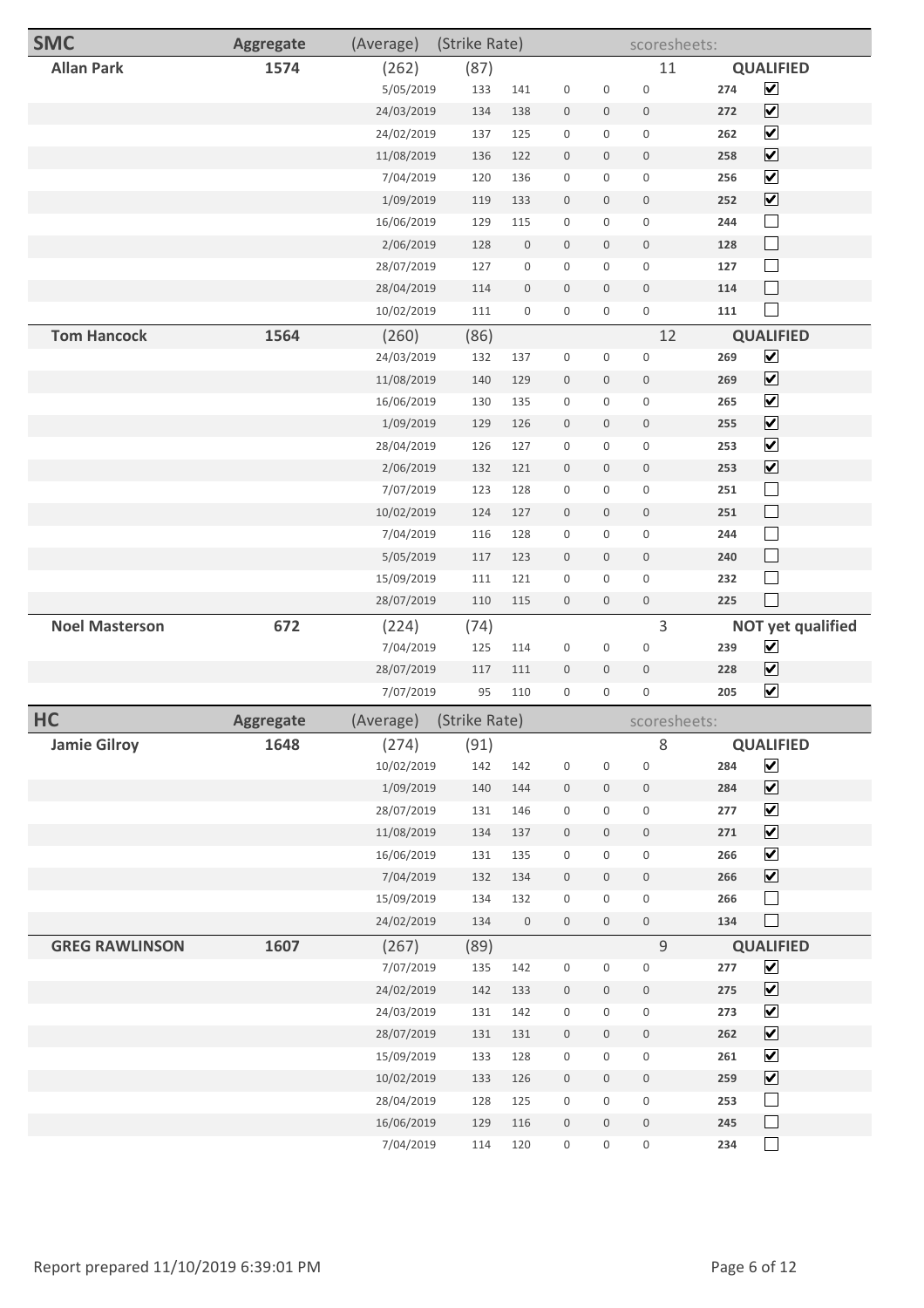## SMC

| SMC | Aggregate | (Average) | (Strike Rate) | | | | | scoresheets: | | |
|---|---|---|---|---|---|---|---|---|---|---|
| **Allan Park** | **1574** | (262) | (87) | | | | | 11 | | **QUALIFIED** |
| | | 5/05/2019 | 133 | 141 | 0 | 0 | 0 | | 274 | ☑ |
| | | 24/03/2019 | 134 | 138 | 0 | 0 | 0 | | 272 | ☑ |
| | | 24/02/2019 | 137 | 125 | 0 | 0 | 0 | | 262 | ☑ |
| | | 11/08/2019 | 136 | 122 | 0 | 0 | 0 | | 258 | ☑ |
| | | 7/04/2019 | 120 | 136 | 0 | 0 | 0 | | 256 | ☑ |
| | | 1/09/2019 | 119 | 133 | 0 | 0 | 0 | | 252 | ☑ |
| | | 16/06/2019 | 129 | 115 | 0 | 0 | 0 | | 244 | ☐ |
| | | 2/06/2019 | 128 | 0 | 0 | 0 | 0 | | 128 | ☐ |
| | | 28/07/2019 | 127 | 0 | 0 | 0 | 0 | | 127 | ☐ |
| | | 28/04/2019 | 114 | 0 | 0 | 0 | 0 | | 114 | ☐ |
| | | 10/02/2019 | 111 | 0 | 0 | 0 | 0 | | 111 | ☐ |
| **Tom Hancock** | **1564** | (260) | (86) | | | | | 12 | | **QUALIFIED** |
| | | 24/03/2019 | 132 | 137 | 0 | 0 | 0 | | 269 | ☑ |
| | | 11/08/2019 | 140 | 129 | 0 | 0 | 0 | | 269 | ☑ |
| | | 16/06/2019 | 130 | 135 | 0 | 0 | 0 | | 265 | ☑ |
| | | 1/09/2019 | 129 | 126 | 0 | 0 | 0 | | 255 | ☑ |
| | | 28/04/2019 | 126 | 127 | 0 | 0 | 0 | | 253 | ☑ |
| | | 2/06/2019 | 132 | 121 | 0 | 0 | 0 | | 253 | ☑ |
| | | 7/07/2019 | 123 | 128 | 0 | 0 | 0 | | 251 | ☐ |
| | | 10/02/2019 | 124 | 127 | 0 | 0 | 0 | | 251 | ☐ |
| | | 7/04/2019 | 116 | 128 | 0 | 0 | 0 | | 244 | ☐ |
| | | 5/05/2019 | 117 | 123 | 0 | 0 | 0 | | 240 | ☐ |
| | | 15/09/2019 | 111 | 121 | 0 | 0 | 0 | | 232 | ☐ |
| | | 28/07/2019 | 110 | 115 | 0 | 0 | 0 | | 225 | ☐ |
| **Noel Masterson** | **672** | (224) | (74) | | | | | 3 | | **NOT yet qualified** |
| | | 7/04/2019 | 125 | 114 | 0 | 0 | 0 | | 239 | ☑ |
| | | 28/07/2019 | 117 | 111 | 0 | 0 | 0 | | 228 | ☑ |
| | | 7/07/2019 | 95 | 110 | 0 | 0 | 0 | | 205 | ☑ |

## HC

| HC | Aggregate | (Average) | (Strike Rate) | | | | | scoresheets: | | |
|---|---|---|---|---|---|---|---|---|---|---|
| **Jamie Gilroy** | **1648** | (274) | (91) | | | | | 8 | | **QUALIFIED** |
| | | 10/02/2019 | 142 | 142 | 0 | 0 | 0 | | 284 | ☑ |
| | | 1/09/2019 | 140 | 144 | 0 | 0 | 0 | | 284 | ☑ |
| | | 28/07/2019 | 131 | 146 | 0 | 0 | 0 | | 277 | ☑ |
| | | 11/08/2019 | 134 | 137 | 0 | 0 | 0 | | 271 | ☑ |
| | | 16/06/2019 | 131 | 135 | 0 | 0 | 0 | | 266 | ☑ |
| | | 7/04/2019 | 132 | 134 | 0 | 0 | 0 | | 266 | ☑ |
| | | 15/09/2019 | 134 | 132 | 0 | 0 | 0 | | 266 | ☐ |
| | | 24/02/2019 | 134 | 0 | 0 | 0 | 0 | | 134 | ☐ |
| **GREG RAWLINSON** | **1607** | (267) | (89) | | | | | 9 | | **QUALIFIED** |
| | | 7/07/2019 | 135 | 142 | 0 | 0 | 0 | | 277 | ☑ |
| | | 24/02/2019 | 142 | 133 | 0 | 0 | 0 | | 275 | ☑ |
| | | 24/03/2019 | 131 | 142 | 0 | 0 | 0 | | 273 | ☑ |
| | | 28/07/2019 | 131 | 131 | 0 | 0 | 0 | | 262 | ☑ |
| | | 15/09/2019 | 133 | 128 | 0 | 0 | 0 | | 261 | ☑ |
| | | 10/02/2019 | 133 | 126 | 0 | 0 | 0 | | 259 | ☑ |
| | | 28/04/2019 | 128 | 125 | 0 | 0 | 0 | | 253 | ☐ |
| | | 16/06/2019 | 129 | 116 | 0 | 0 | 0 | | 245 | ☐ |
| | | 7/04/2019 | 114 | 120 | 0 | 0 | 0 | | 234 | ☐ |

Report prepared 11/10/2019 6:39:01 PM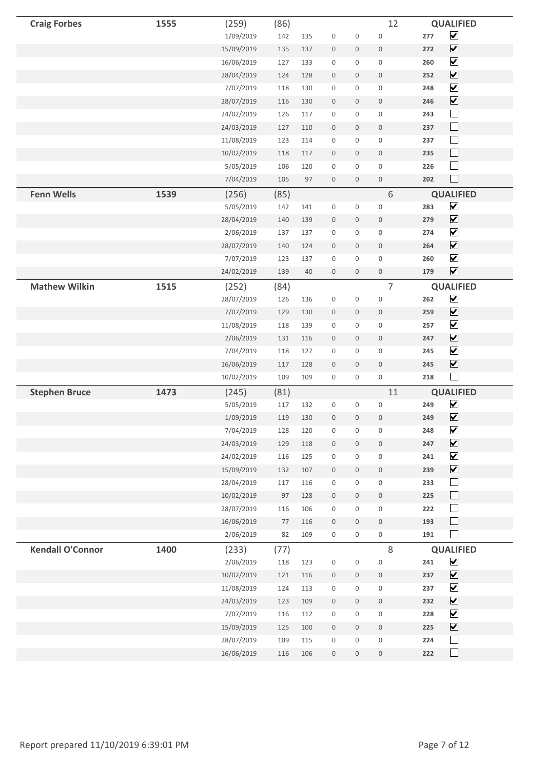| Name | Total | | | | | | | | Score | |
|---|---|---|---|---|---|---|---|---|---|---|
| **Craig Forbes** | **1555** | (259) | (86) | | | | | 12 | | **QUALIFIED** |
| | | 1/09/2019 | 142 | 135 | 0 | 0 | 0 | | **277** | ☑ |
| | | 15/09/2019 | 135 | 137 | 0 | 0 | 0 | | **272** | ☑ |
| | | 16/06/2019 | 127 | 133 | 0 | 0 | 0 | | **260** | ☑ |
| | | 28/04/2019 | 124 | 128 | 0 | 0 | 0 | | **252** | ☑ |
| | | 7/07/2019 | 118 | 130 | 0 | 0 | 0 | | **248** | ☑ |
| | | 28/07/2019 | 116 | 130 | 0 | 0 | 0 | | **246** | ☑ |
| | | 24/02/2019 | 126 | 117 | 0 | 0 | 0 | | **243** | ☐ |
| | | 24/03/2019 | 127 | 110 | 0 | 0 | 0 | | **237** | ☐ |
| | | 11/08/2019 | 123 | 114 | 0 | 0 | 0 | | **237** | ☐ |
| | | 10/02/2019 | 118 | 117 | 0 | 0 | 0 | | **235** | ☐ |
| | | 5/05/2019 | 106 | 120 | 0 | 0 | 0 | | **226** | ☐ |
| | | 7/04/2019 | 105 | 97 | 0 | 0 | 0 | | **202** | ☐ |
| **Fenn Wells** | **1539** | (256) | (85) | | | | | 6 | | **QUALIFIED** |
| | | 5/05/2019 | 142 | 141 | 0 | 0 | 0 | | **283** | ☑ |
| | | 28/04/2019 | 140 | 139 | 0 | 0 | 0 | | **279** | ☑ |
| | | 2/06/2019 | 137 | 137 | 0 | 0 | 0 | | **274** | ☑ |
| | | 28/07/2019 | 140 | 124 | 0 | 0 | 0 | | **264** | ☑ |
| | | 7/07/2019 | 123 | 137 | 0 | 0 | 0 | | **260** | ☑ |
| | | 24/02/2019 | 139 | 40 | 0 | 0 | 0 | | **179** | ☑ |
| **Mathew Wilkin** | **1515** | (252) | (84) | | | | | 7 | | **QUALIFIED** |
| | | 28/07/2019 | 126 | 136 | 0 | 0 | 0 | | **262** | ☑ |
| | | 7/07/2019 | 129 | 130 | 0 | 0 | 0 | | **259** | ☑ |
| | | 11/08/2019 | 118 | 139 | 0 | 0 | 0 | | **257** | ☑ |
| | | 2/06/2019 | 131 | 116 | 0 | 0 | 0 | | **247** | ☑ |
| | | 7/04/2019 | 118 | 127 | 0 | 0 | 0 | | **245** | ☑ |
| | | 16/06/2019 | 117 | 128 | 0 | 0 | 0 | | **245** | ☑ |
| | | 10/02/2019 | 109 | 109 | 0 | 0 | 0 | | **218** | ☐ |
| **Stephen Bruce** | **1473** | (245) | (81) | | | | | 11 | | **QUALIFIED** |
| | | 5/05/2019 | 117 | 132 | 0 | 0 | 0 | | **249** | ☑ |
| | | 1/09/2019 | 119 | 130 | 0 | 0 | 0 | | **249** | ☑ |
| | | 7/04/2019 | 128 | 120 | 0 | 0 | 0 | | **248** | ☑ |
| | | 24/03/2019 | 129 | 118 | 0 | 0 | 0 | | **247** | ☑ |
| | | 24/02/2019 | 116 | 125 | 0 | 0 | 0 | | **241** | ☑ |
| | | 15/09/2019 | 132 | 107 | 0 | 0 | 0 | | **239** | ☑ |
| | | 28/04/2019 | 117 | 116 | 0 | 0 | 0 | | **233** | ☐ |
| | | 10/02/2019 | 97 | 128 | 0 | 0 | 0 | | **225** | ☐ |
| | | 28/07/2019 | 116 | 106 | 0 | 0 | 0 | | **222** | ☐ |
| | | 16/06/2019 | 77 | 116 | 0 | 0 | 0 | | **193** | ☐ |
| | | 2/06/2019 | 82 | 109 | 0 | 0 | 0 | | **191** | ☐ |
| **Kendall O'Connor** | **1400** | (233) | (77) | | | | | 8 | | **QUALIFIED** |
| | | 2/06/2019 | 118 | 123 | 0 | 0 | 0 | | **241** | ☑ |
| | | 10/02/2019 | 121 | 116 | 0 | 0 | 0 | | **237** | ☑ |
| | | 11/08/2019 | 124 | 113 | 0 | 0 | 0 | | **237** | ☑ |
| | | 24/03/2019 | 123 | 109 | 0 | 0 | 0 | | **232** | ☑ |
| | | 7/07/2019 | 116 | 112 | 0 | 0 | 0 | | **228** | ☑ |
| | | 15/09/2019 | 125 | 100 | 0 | 0 | 0 | | **225** | ☑ |
| | | 28/07/2019 | 109 | 115 | 0 | 0 | 0 | | **224** | ☐ |
| | | 16/06/2019 | 116 | 106 | 0 | 0 | 0 | | **222** | ☐ |

Report prepared 11/10/2019 6:39:01 PM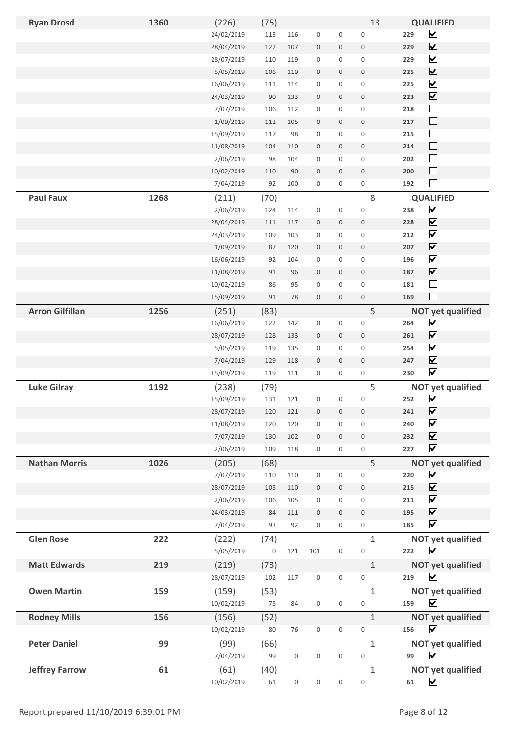| Name | Total | | | | | | | | Score | Status |
|---|---|---|---|---|---|---|---|---|---|---|
| **Ryan Drosd** | **1360** | (226) | (75) | | | | | 13 | | **QUALIFIED** |
| | | 24/02/2019 | 113 | 116 | 0 | 0 | 0 | | 229 | ☑ |
| | | 28/04/2019 | 122 | 107 | 0 | 0 | 0 | | 229 | ☑ |
| | | 28/07/2019 | 110 | 119 | 0 | 0 | 0 | | 229 | ☑ |
| | | 5/05/2019 | 106 | 119 | 0 | 0 | 0 | | 225 | ☑ |
| | | 16/06/2019 | 111 | 114 | 0 | 0 | 0 | | 225 | ☑ |
| | | 24/03/2019 | 90 | 133 | 0 | 0 | 0 | | 223 | ☑ |
| | | 7/07/2019 | 106 | 112 | 0 | 0 | 0 | | 218 | ☐ |
| | | 1/09/2019 | 112 | 105 | 0 | 0 | 0 | | 217 | ☐ |
| | | 15/09/2019 | 117 | 98 | 0 | 0 | 0 | | 215 | ☐ |
| | | 11/08/2019 | 104 | 110 | 0 | 0 | 0 | | 214 | ☐ |
| | | 2/06/2019 | 98 | 104 | 0 | 0 | 0 | | 202 | ☐ |
| | | 10/02/2019 | 110 | 90 | 0 | 0 | 0 | | 200 | ☐ |
| | | 7/04/2019 | 92 | 100 | 0 | 0 | 0 | | 192 | ☐ |
| **Paul Faux** | **1268** | (211) | (70) | | | | | 8 | | **QUALIFIED** |
| | | 2/06/2019 | 124 | 114 | 0 | 0 | 0 | | 238 | ☑ |
| | | 28/04/2019 | 111 | 117 | 0 | 0 | 0 | | 228 | ☑ |
| | | 24/03/2019 | 109 | 103 | 0 | 0 | 0 | | 212 | ☑ |
| | | 1/09/2019 | 87 | 120 | 0 | 0 | 0 | | 207 | ☑ |
| | | 16/06/2019 | 92 | 104 | 0 | 0 | 0 | | 196 | ☑ |
| | | 11/08/2019 | 91 | 96 | 0 | 0 | 0 | | 187 | ☑ |
| | | 10/02/2019 | 86 | 95 | 0 | 0 | 0 | | 181 | ☐ |
| | | 15/09/2019 | 91 | 78 | 0 | 0 | 0 | | 169 | ☐ |
| **Arron Gilfillan** | **1256** | (251) | (83) | | | | | 5 | | **NOT yet qualified** |
| | | 16/06/2019 | 122 | 142 | 0 | 0 | 0 | | 264 | ☑ |
| | | 28/07/2019 | 128 | 133 | 0 | 0 | 0 | | 261 | ☑ |
| | | 5/05/2019 | 119 | 135 | 0 | 0 | 0 | | 254 | ☑ |
| | | 7/04/2019 | 129 | 118 | 0 | 0 | 0 | | 247 | ☑ |
| | | 15/09/2019 | 119 | 111 | 0 | 0 | 0 | | 230 | ☑ |
| **Luke Gilray** | **1192** | (238) | (79) | | | | | 5 | | **NOT yet qualified** |
| | | 15/09/2019 | 131 | 121 | 0 | 0 | 0 | | 252 | ☑ |
| | | 28/07/2019 | 120 | 121 | 0 | 0 | 0 | | 241 | ☑ |
| | | 11/08/2019 | 120 | 120 | 0 | 0 | 0 | | 240 | ☑ |
| | | 7/07/2019 | 130 | 102 | 0 | 0 | 0 | | 232 | ☑ |
| | | 2/06/2019 | 109 | 118 | 0 | 0 | 0 | | 227 | ☑ |
| **Nathan Morris** | **1026** | (205) | (68) | | | | | 5 | | **NOT yet qualified** |
| | | 7/07/2019 | 110 | 110 | 0 | 0 | 0 | | 220 | ☑ |
| | | 28/07/2019 | 105 | 110 | 0 | 0 | 0 | | 215 | ☑ |
| | | 2/06/2019 | 106 | 105 | 0 | 0 | 0 | | 211 | ☑ |
| | | 24/03/2019 | 84 | 111 | 0 | 0 | 0 | | 195 | ☑ |
| | | 7/04/2019 | 93 | 92 | 0 | 0 | 0 | | 185 | ☑ |
| **Glen Rose** | **222** | (222) | (74) | | | | | 1 | | **NOT yet qualified** |
| | | 5/05/2019 | 0 | 121 | 101 | 0 | 0 | | 222 | ☑ |
| **Matt Edwards** | **219** | (219) | (73) | | | | | 1 | | **NOT yet qualified** |
| | | 28/07/2019 | 102 | 117 | 0 | 0 | 0 | | 219 | ☑ |
| **Owen Martin** | **159** | (159) | (53) | | | | | 1 | | **NOT yet qualified** |
| | | 10/02/2019 | 75 | 84 | 0 | 0 | 0 | | 159 | ☑ |
| **Rodney Mills** | **156** | (156) | (52) | | | | | 1 | | **NOT yet qualified** |
| | | 10/02/2019 | 80 | 76 | 0 | 0 | 0 | | 156 | ☑ |
| **Peter Daniel** | **99** | (99) | (66) | | | | | 1 | | **NOT yet qualified** |
| | | 7/04/2019 | 99 | 0 | 0 | 0 | 0 | | 99 | ☑ |
| **Jeffrey Farrow** | **61** | (61) | (40) | | | | | 1 | | **NOT yet qualified** |
| | | 10/02/2019 | 61 | 0 | 0 | 0 | 0 | | 61 | ☑ |

Report prepared 11/10/2019 6:39:01 PM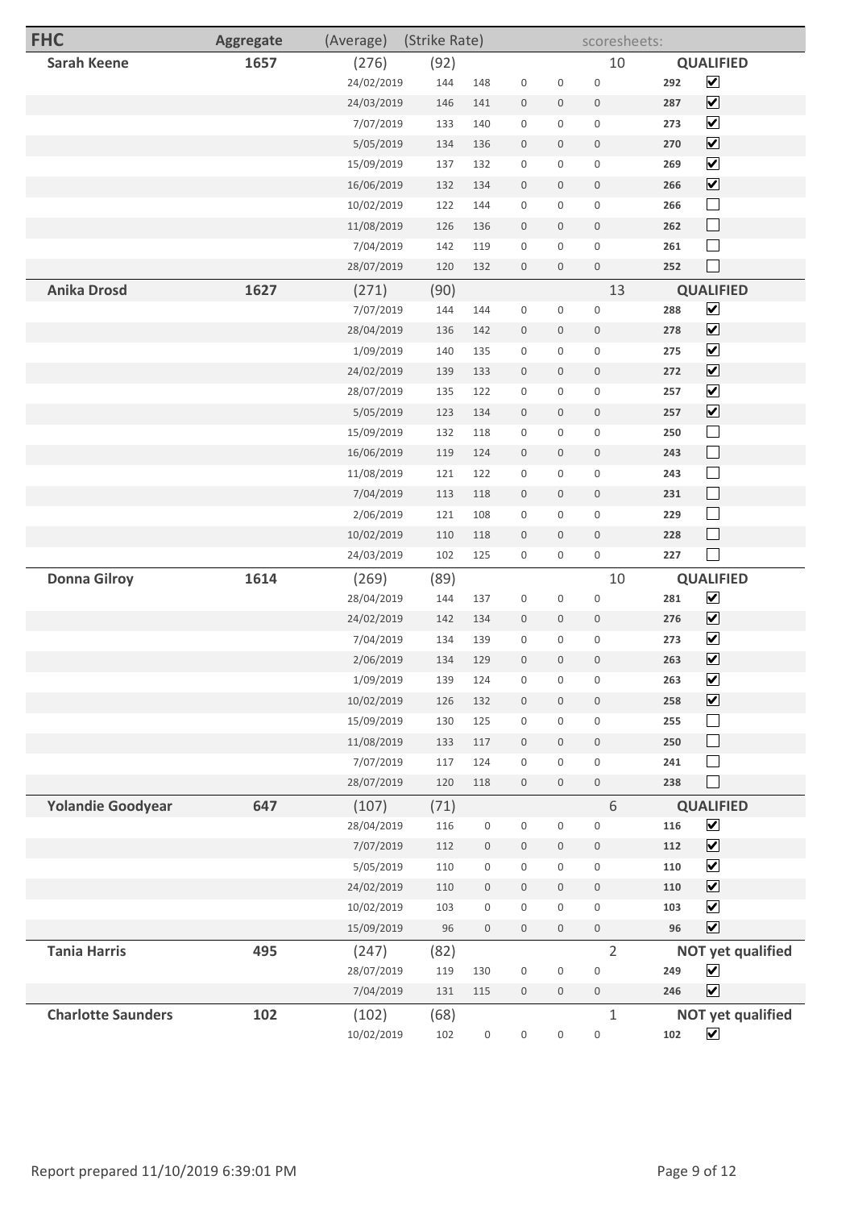| FHC | Aggregate | (Average) | (Strike Rate) | | | | | scoresheets: | |
|---|---|---|---|---|---|---|---|---|---|
| **Sarah Keene** | **1657** | (276) | (92) | | | | 10 | | **QUALIFIED** |
| | | 24/02/2019 | 144 | 148 | 0 | 0 | 0 | **292** | ☑ |
| | | 24/03/2019 | 146 | 141 | 0 | 0 | 0 | **287** | ☑ |
| | | 7/07/2019 | 133 | 140 | 0 | 0 | 0 | **273** | ☑ |
| | | 5/05/2019 | 134 | 136 | 0 | 0 | 0 | **270** | ☑ |
| | | 15/09/2019 | 137 | 132 | 0 | 0 | 0 | **269** | ☑ |
| | | 16/06/2019 | 132 | 134 | 0 | 0 | 0 | **266** | ☑ |
| | | 10/02/2019 | 122 | 144 | 0 | 0 | 0 | **266** | ☐ |
| | | 11/08/2019 | 126 | 136 | 0 | 0 | 0 | **262** | ☐ |
| | | 7/04/2019 | 142 | 119 | 0 | 0 | 0 | **261** | ☐ |
| | | 28/07/2019 | 120 | 132 | 0 | 0 | 0 | **252** | ☐ |
| **Anika Drosd** | **1627** | (271) | (90) | | | | 13 | | **QUALIFIED** |
| | | 7/07/2019 | 144 | 144 | 0 | 0 | 0 | **288** | ☑ |
| | | 28/04/2019 | 136 | 142 | 0 | 0 | 0 | **278** | ☑ |
| | | 1/09/2019 | 140 | 135 | 0 | 0 | 0 | **275** | ☑ |
| | | 24/02/2019 | 139 | 133 | 0 | 0 | 0 | **272** | ☑ |
| | | 28/07/2019 | 135 | 122 | 0 | 0 | 0 | **257** | ☑ |
| | | 5/05/2019 | 123 | 134 | 0 | 0 | 0 | **257** | ☑ |
| | | 15/09/2019 | 132 | 118 | 0 | 0 | 0 | **250** | ☐ |
| | | 16/06/2019 | 119 | 124 | 0 | 0 | 0 | **243** | ☐ |
| | | 11/08/2019 | 121 | 122 | 0 | 0 | 0 | **243** | ☐ |
| | | 7/04/2019 | 113 | 118 | 0 | 0 | 0 | **231** | ☐ |
| | | 2/06/2019 | 121 | 108 | 0 | 0 | 0 | **229** | ☐ |
| | | 10/02/2019 | 110 | 118 | 0 | 0 | 0 | **228** | ☐ |
| | | 24/03/2019 | 102 | 125 | 0 | 0 | 0 | **227** | ☐ |
| **Donna Gilroy** | **1614** | (269) | (89) | | | | 10 | | **QUALIFIED** |
| | | 28/04/2019 | 144 | 137 | 0 | 0 | 0 | **281** | ☑ |
| | | 24/02/2019 | 142 | 134 | 0 | 0 | 0 | **276** | ☑ |
| | | 7/04/2019 | 134 | 139 | 0 | 0 | 0 | **273** | ☑ |
| | | 2/06/2019 | 134 | 129 | 0 | 0 | 0 | **263** | ☑ |
| | | 1/09/2019 | 139 | 124 | 0 | 0 | 0 | **263** | ☑ |
| | | 10/02/2019 | 126 | 132 | 0 | 0 | 0 | **258** | ☑ |
| | | 15/09/2019 | 130 | 125 | 0 | 0 | 0 | **255** | ☐ |
| | | 11/08/2019 | 133 | 117 | 0 | 0 | 0 | **250** | ☐ |
| | | 7/07/2019 | 117 | 124 | 0 | 0 | 0 | **241** | ☐ |
| | | 28/07/2019 | 120 | 118 | 0 | 0 | 0 | **238** | ☐ |
| **Yolandie Goodyear** | **647** | (107) | (71) | | | | 6 | | **QUALIFIED** |
| | | 28/04/2019 | 116 | 0 | 0 | 0 | 0 | **116** | ☑ |
| | | 7/07/2019 | 112 | 0 | 0 | 0 | 0 | **112** | ☑ |
| | | 5/05/2019 | 110 | 0 | 0 | 0 | 0 | **110** | ☑ |
| | | 24/02/2019 | 110 | 0 | 0 | 0 | 0 | **110** | ☑ |
| | | 10/02/2019 | 103 | 0 | 0 | 0 | 0 | **103** | ☑ |
| | | 15/09/2019 | 96 | 0 | 0 | 0 | 0 | **96** | ☑ |
| **Tania Harris** | **495** | (247) | (82) | | | | 2 | | **NOT yet qualified** |
| | | 28/07/2019 | 119 | 130 | 0 | 0 | 0 | **249** | ☑ |
| | | 7/04/2019 | 131 | 115 | 0 | 0 | 0 | **246** | ☑ |
| **Charlotte Saunders** | **102** | (102) | (68) | | | | 1 | | **NOT yet qualified** |
| | | 10/02/2019 | 102 | 0 | 0 | 0 | 0 | **102** | ☑ |

Report prepared 11/10/2019 6:39:01 PM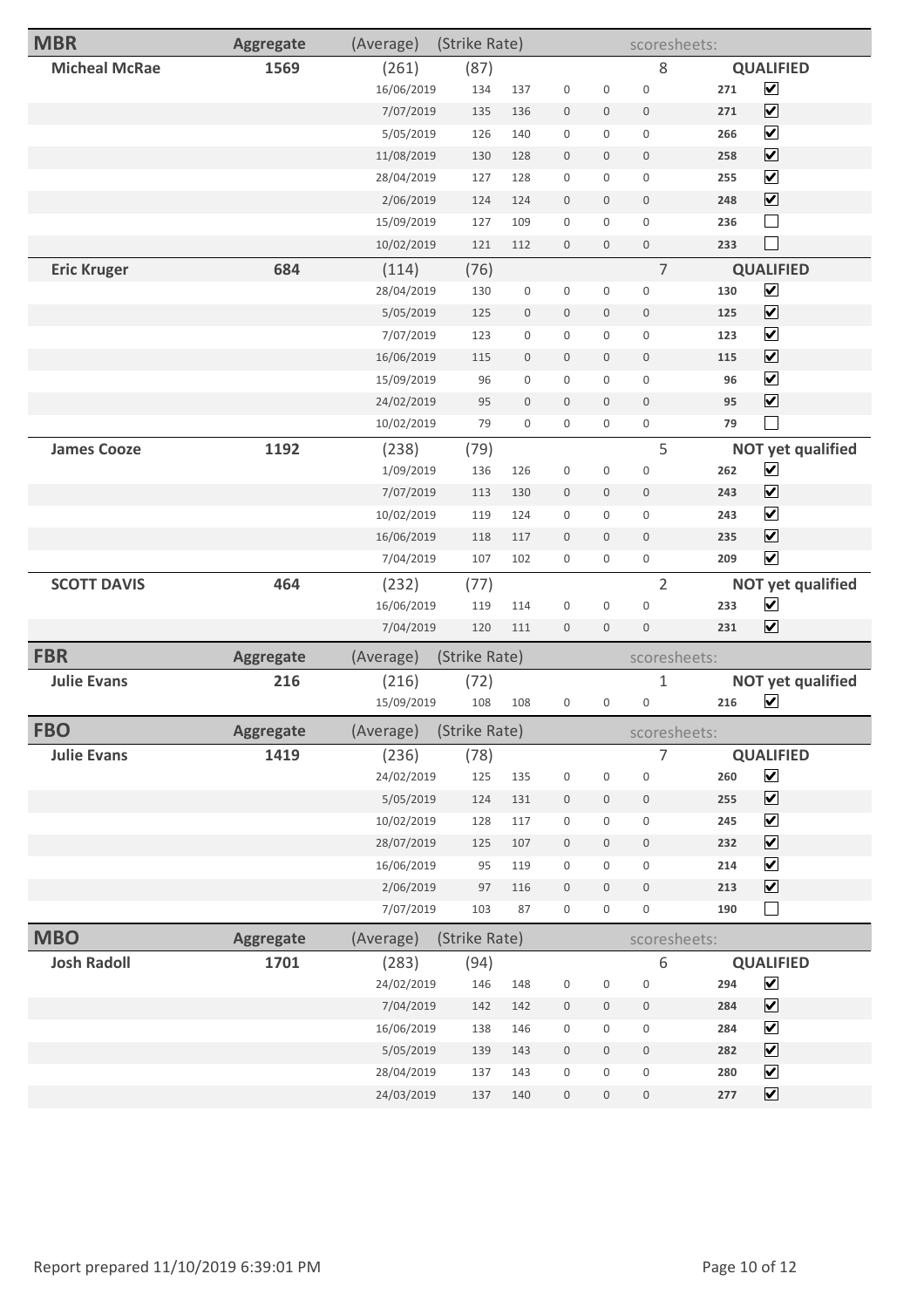## MBR

| Name | Aggregate | (Average) | (Strike Rate) | | | | | scoresheets: | | |
|---|---|---|---|---|---|---|---|---|---|---|
| **Micheal McRae** | **1569** | (261) | (87) | | | | | 8 | | **QUALIFIED** |
| | | 16/06/2019 | 134 | 137 | 0 | 0 | 0 | | 271 | ☑ |
| | | 7/07/2019 | 135 | 136 | 0 | 0 | 0 | | 271 | ☑ |
| | | 5/05/2019 | 126 | 140 | 0 | 0 | 0 | | 266 | ☑ |
| | | 11/08/2019 | 130 | 128 | 0 | 0 | 0 | | 258 | ☑ |
| | | 28/04/2019 | 127 | 128 | 0 | 0 | 0 | | 255 | ☑ |
| | | 2/06/2019 | 124 | 124 | 0 | 0 | 0 | | 248 | ☑ |
| | | 15/09/2019 | 127 | 109 | 0 | 0 | 0 | | 236 | ☐ |
| | | 10/02/2019 | 121 | 112 | 0 | 0 | 0 | | 233 | ☐ |
| **Eric Kruger** | **684** | (114) | (76) | | | | | 7 | | **QUALIFIED** |
| | | 28/04/2019 | 130 | 0 | 0 | 0 | 0 | | 130 | ☑ |
| | | 5/05/2019 | 125 | 0 | 0 | 0 | 0 | | 125 | ☑ |
| | | 7/07/2019 | 123 | 0 | 0 | 0 | 0 | | 123 | ☑ |
| | | 16/06/2019 | 115 | 0 | 0 | 0 | 0 | | 115 | ☑ |
| | | 15/09/2019 | 96 | 0 | 0 | 0 | 0 | | 96 | ☑ |
| | | 24/02/2019 | 95 | 0 | 0 | 0 | 0 | | 95 | ☑ |
| | | 10/02/2019 | 79 | 0 | 0 | 0 | 0 | | 79 | ☐ |
| **James Cooze** | **1192** | (238) | (79) | | | | | 5 | | **NOT yet qualified** |
| | | 1/09/2019 | 136 | 126 | 0 | 0 | 0 | | 262 | ☑ |
| | | 7/07/2019 | 113 | 130 | 0 | 0 | 0 | | 243 | ☑ |
| | | 10/02/2019 | 119 | 124 | 0 | 0 | 0 | | 243 | ☑ |
| | | 16/06/2019 | 118 | 117 | 0 | 0 | 0 | | 235 | ☑ |
| | | 7/04/2019 | 107 | 102 | 0 | 0 | 0 | | 209 | ☑ |
| **SCOTT DAVIS** | **464** | (232) | (77) | | | | | 2 | | **NOT yet qualified** |
| | | 16/06/2019 | 119 | 114 | 0 | 0 | 0 | | 233 | ☑ |
| | | 7/04/2019 | 120 | 111 | 0 | 0 | 0 | | 231 | ☑ |

## FBR

| Name | Aggregate | (Average) | (Strike Rate) | | | | | scoresheets: | | |
|---|---|---|---|---|---|---|---|---|---|---|
| **Julie Evans** | **216** | (216) | (72) | | | | | 1 | | **NOT yet qualified** |
| | | 15/09/2019 | 108 | 108 | 0 | 0 | 0 | | 216 | ☑ |

## FBO

| Name | Aggregate | (Average) | (Strike Rate) | | | | | scoresheets: | | |
|---|---|---|---|---|---|---|---|---|---|---|
| **Julie Evans** | **1419** | (236) | (78) | | | | | 7 | | **QUALIFIED** |
| | | 24/02/2019 | 125 | 135 | 0 | 0 | 0 | | 260 | ☑ |
| | | 5/05/2019 | 124 | 131 | 0 | 0 | 0 | | 255 | ☑ |
| | | 10/02/2019 | 128 | 117 | 0 | 0 | 0 | | 245 | ☑ |
| | | 28/07/2019 | 125 | 107 | 0 | 0 | 0 | | 232 | ☑ |
| | | 16/06/2019 | 95 | 119 | 0 | 0 | 0 | | 214 | ☑ |
| | | 2/06/2019 | 97 | 116 | 0 | 0 | 0 | | 213 | ☑ |
| | | 7/07/2019 | 103 | 87 | 0 | 0 | 0 | | 190 | ☐ |

## MBO

| Name | Aggregate | (Average) | (Strike Rate) | | | | | scoresheets: | | |
|---|---|---|---|---|---|---|---|---|---|---|
| **Josh Radoll** | **1701** | (283) | (94) | | | | | 6 | | **QUALIFIED** |
| | | 24/02/2019 | 146 | 148 | 0 | 0 | 0 | | 294 | ☑ |
| | | 7/04/2019 | 142 | 142 | 0 | 0 | 0 | | 284 | ☑ |
| | | 16/06/2019 | 138 | 146 | 0 | 0 | 0 | | 284 | ☑ |
| | | 5/05/2019 | 139 | 143 | 0 | 0 | 0 | | 282 | ☑ |
| | | 28/04/2019 | 137 | 143 | 0 | 0 | 0 | | 280 | ☑ |
| | | 24/03/2019 | 137 | 140 | 0 | 0 | 0 | | 277 | ☑ |

Report prepared 11/10/2019 6:39:01 PM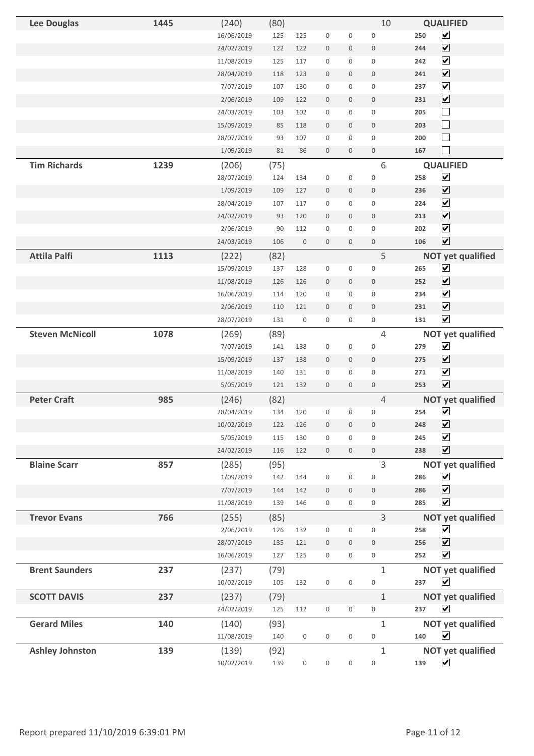| Name | Total | Date | | | | | | | Score | Status |
|---|---|---|---|---|---|---|---|---|---|---|
| **Lee Douglas** | **1445** | (240) | (80) | | | | | 10 | | **QUALIFIED** |
| | | 16/06/2019 | 125 | 125 | 0 | 0 | 0 | | 250 | ☑ |
| | | 24/02/2019 | 122 | 122 | 0 | 0 | 0 | | 244 | ☑ |
| | | 11/08/2019 | 125 | 117 | 0 | 0 | 0 | | 242 | ☑ |
| | | 28/04/2019 | 118 | 123 | 0 | 0 | 0 | | 241 | ☑ |
| | | 7/07/2019 | 107 | 130 | 0 | 0 | 0 | | 237 | ☑ |
| | | 2/06/2019 | 109 | 122 | 0 | 0 | 0 | | 231 | ☑ |
| | | 24/03/2019 | 103 | 102 | 0 | 0 | 0 | | 205 | ☐ |
| | | 15/09/2019 | 85 | 118 | 0 | 0 | 0 | | 203 | ☐ |
| | | 28/07/2019 | 93 | 107 | 0 | 0 | 0 | | 200 | ☐ |
| | | 1/09/2019 | 81 | 86 | 0 | 0 | 0 | | 167 | ☐ |
| **Tim Richards** | **1239** | (206) | (75) | | | | | 6 | | **QUALIFIED** |
| | | 28/07/2019 | 124 | 134 | 0 | 0 | 0 | | 258 | ☑ |
| | | 1/09/2019 | 109 | 127 | 0 | 0 | 0 | | 236 | ☑ |
| | | 28/04/2019 | 107 | 117 | 0 | 0 | 0 | | 224 | ☑ |
| | | 24/02/2019 | 93 | 120 | 0 | 0 | 0 | | 213 | ☑ |
| | | 2/06/2019 | 90 | 112 | 0 | 0 | 0 | | 202 | ☑ |
| | | 24/03/2019 | 106 | 0 | 0 | 0 | 0 | | 106 | ☑ |
| **Attila Palfi** | **1113** | (222) | (82) | | | | | 5 | | **NOT yet qualified** |
| | | 15/09/2019 | 137 | 128 | 0 | 0 | 0 | | 265 | ☑ |
| | | 11/08/2019 | 126 | 126 | 0 | 0 | 0 | | 252 | ☑ |
| | | 16/06/2019 | 114 | 120 | 0 | 0 | 0 | | 234 | ☑ |
| | | 2/06/2019 | 110 | 121 | 0 | 0 | 0 | | 231 | ☑ |
| | | 28/07/2019 | 131 | 0 | 0 | 0 | 0 | | 131 | ☑ |
| **Steven McNicoll** | **1078** | (269) | (89) | | | | | 4 | | **NOT yet qualified** |
| | | 7/07/2019 | 141 | 138 | 0 | 0 | 0 | | 279 | ☑ |
| | | 15/09/2019 | 137 | 138 | 0 | 0 | 0 | | 275 | ☑ |
| | | 11/08/2019 | 140 | 131 | 0 | 0 | 0 | | 271 | ☑ |
| | | 5/05/2019 | 121 | 132 | 0 | 0 | 0 | | 253 | ☑ |
| **Peter Craft** | **985** | (246) | (82) | | | | | 4 | | **NOT yet qualified** |
| | | 28/04/2019 | 134 | 120 | 0 | 0 | 0 | | 254 | ☑ |
| | | 10/02/2019 | 122 | 126 | 0 | 0 | 0 | | 248 | ☑ |
| | | 5/05/2019 | 115 | 130 | 0 | 0 | 0 | | 245 | ☑ |
| | | 24/02/2019 | 116 | 122 | 0 | 0 | 0 | | 238 | ☑ |
| **Blaine Scarr** | **857** | (285) | (95) | | | | | 3 | | **NOT yet qualified** |
| | | 1/09/2019 | 142 | 144 | 0 | 0 | 0 | | 286 | ☑ |
| | | 7/07/2019 | 144 | 142 | 0 | 0 | 0 | | 286 | ☑ |
| | | 11/08/2019 | 139 | 146 | 0 | 0 | 0 | | 285 | ☑ |
| **Trevor Evans** | **766** | (255) | (85) | | | | | 3 | | **NOT yet qualified** |
| | | 2/06/2019 | 126 | 132 | 0 | 0 | 0 | | 258 | ☑ |
| | | 28/07/2019 | 135 | 121 | 0 | 0 | 0 | | 256 | ☑ |
| | | 16/06/2019 | 127 | 125 | 0 | 0 | 0 | | 252 | ☑ |
| **Brent Saunders** | **237** | (237) | (79) | | | | | 1 | | **NOT yet qualified** |
| | | 10/02/2019 | 105 | 132 | 0 | 0 | 0 | | 237 | ☑ |
| **SCOTT DAVIS** | **237** | (237) | (79) | | | | | 1 | | **NOT yet qualified** |
| | | 24/02/2019 | 125 | 112 | 0 | 0 | 0 | | 237 | ☑ |
| **Gerard Miles** | **140** | (140) | (93) | | | | | 1 | | **NOT yet qualified** |
| | | 11/08/2019 | 140 | 0 | 0 | 0 | 0 | | 140 | ☑ |
| **Ashley Johnston** | **139** | (139) | (92) | | | | | 1 | | **NOT yet qualified** |
| | | 10/02/2019 | 139 | 0 | 0 | 0 | 0 | | 139 | ☑ |

Report prepared 11/10/2019 6:39:01 PM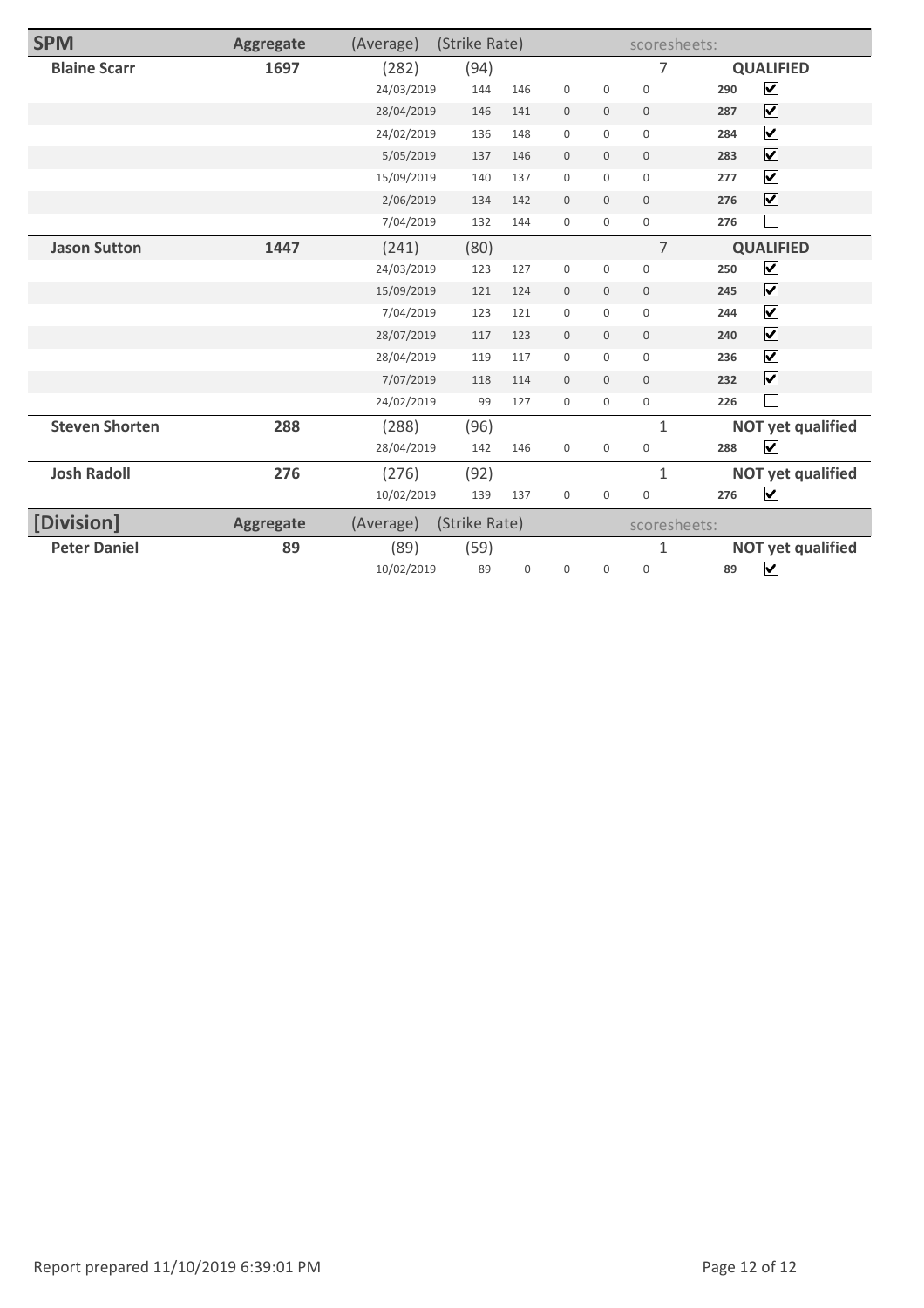| SPM | Aggregate | (Average) | (Strike Rate) | | | | | scoresheets: | |
|---|---|---|---|---|---|---|---|---|---|
| **Blaine Scarr** | **1697** | (282) | (94) | | | | 7 | | **QUALIFIED** |
| | | 24/03/2019 | 144 | 146 | 0 | 0 | 0 | **290** | ☑ |
| | | 28/04/2019 | 146 | 141 | 0 | 0 | 0 | **287** | ☑ |
| | | 24/02/2019 | 136 | 148 | 0 | 0 | 0 | **284** | ☑ |
| | | 5/05/2019 | 137 | 146 | 0 | 0 | 0 | **283** | ☑ |
| | | 15/09/2019 | 140 | 137 | 0 | 0 | 0 | **277** | ☑ |
| | | 2/06/2019 | 134 | 142 | 0 | 0 | 0 | **276** | ☑ |
| | | 7/04/2019 | 132 | 144 | 0 | 0 | 0 | **276** | ☐ |
| **Jason Sutton** | **1447** | (241) | (80) | | | | 7 | | **QUALIFIED** |
| | | 24/03/2019 | 123 | 127 | 0 | 0 | 0 | **250** | ☑ |
| | | 15/09/2019 | 121 | 124 | 0 | 0 | 0 | **245** | ☑ |
| | | 7/04/2019 | 123 | 121 | 0 | 0 | 0 | **244** | ☑ |
| | | 28/07/2019 | 117 | 123 | 0 | 0 | 0 | **240** | ☑ |
| | | 28/04/2019 | 119 | 117 | 0 | 0 | 0 | **236** | ☑ |
| | | 7/07/2019 | 118 | 114 | 0 | 0 | 0 | **232** | ☑ |
| | | 24/02/2019 | 99 | 127 | 0 | 0 | 0 | **226** | ☐ |
| **Steven Shorten** | **288** | (288) | (96) | | | | 1 | | **NOT yet qualified** |
| | | 28/04/2019 | 142 | 146 | 0 | 0 | 0 | **288** | ☑ |
| **Josh Radoll** | **276** | (276) | (92) | | | | 1 | | **NOT yet qualified** |
| | | 10/02/2019 | 139 | 137 | 0 | 0 | 0 | **276** | ☑ |

| [Division] | Aggregate | (Average) | (Strike Rate) | | | | | scoresheets: | |
|---|---|---|---|---|---|---|---|---|---|
| **Peter Daniel** | **89** | (89) | (59) | | | | 1 | | **NOT yet qualified** |
| | | 10/02/2019 | 89 | 0 | 0 | 0 | 0 | **89** | ☑ |

Report prepared 11/10/2019 6:39:01 PM